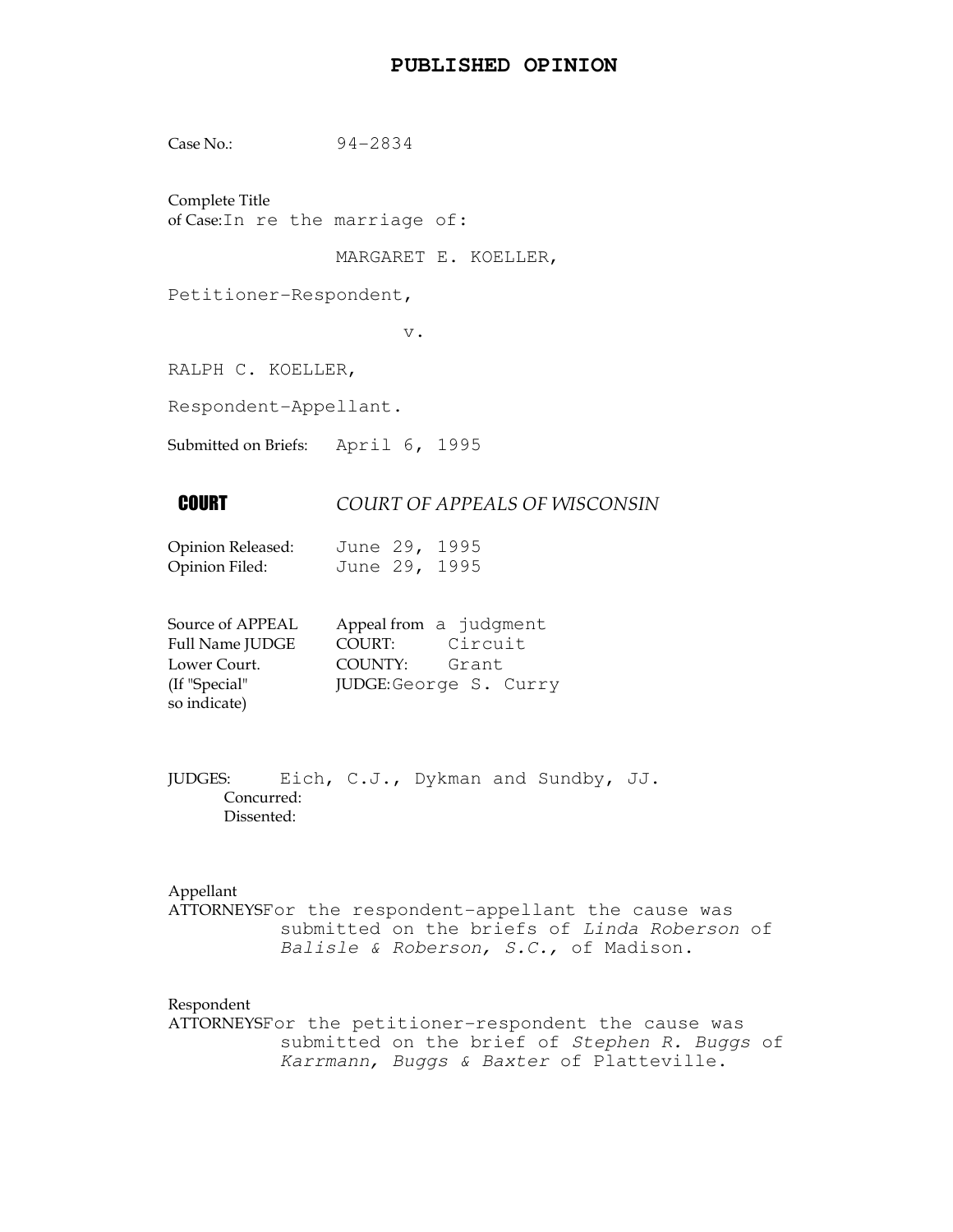# PUBLISHED OPINION

Case No.: 94-2834

Complete Title
of Case: In re the marriage of:

MARGARET E. KOELLER,

Petitioner-Respondent,

v.

RALPH C. KOELLER,

Respondent-Appellant.

Submitted on Briefs: April 6, 1995

**COURT** *COURT OF APPEALS OF WISCONSIN*

Opinion Released: June 29, 1995
Opinion Filed: June 29, 1995

Source of APPEAL Appeal from a judgment
Full Name JUDGE COURT: Circuit
Lower Court. COUNTY: Grant
(If "Special" JUDGE: George S. Curry
so indicate)

JUDGES: Eich, C.J., Dykman and Sundby, JJ.
Concurred:
Dissented:

Appellant
ATTORNEYS For the respondent-appellant the cause was submitted on the briefs of *Linda Roberson* of *Balisle & Roberson, S.C.,* of Madison.

Respondent
ATTORNEYS For the petitioner-respondent the cause was submitted on the brief of *Stephen R. Buggs* of *Karrmann, Buggs & Baxter* of Platteville.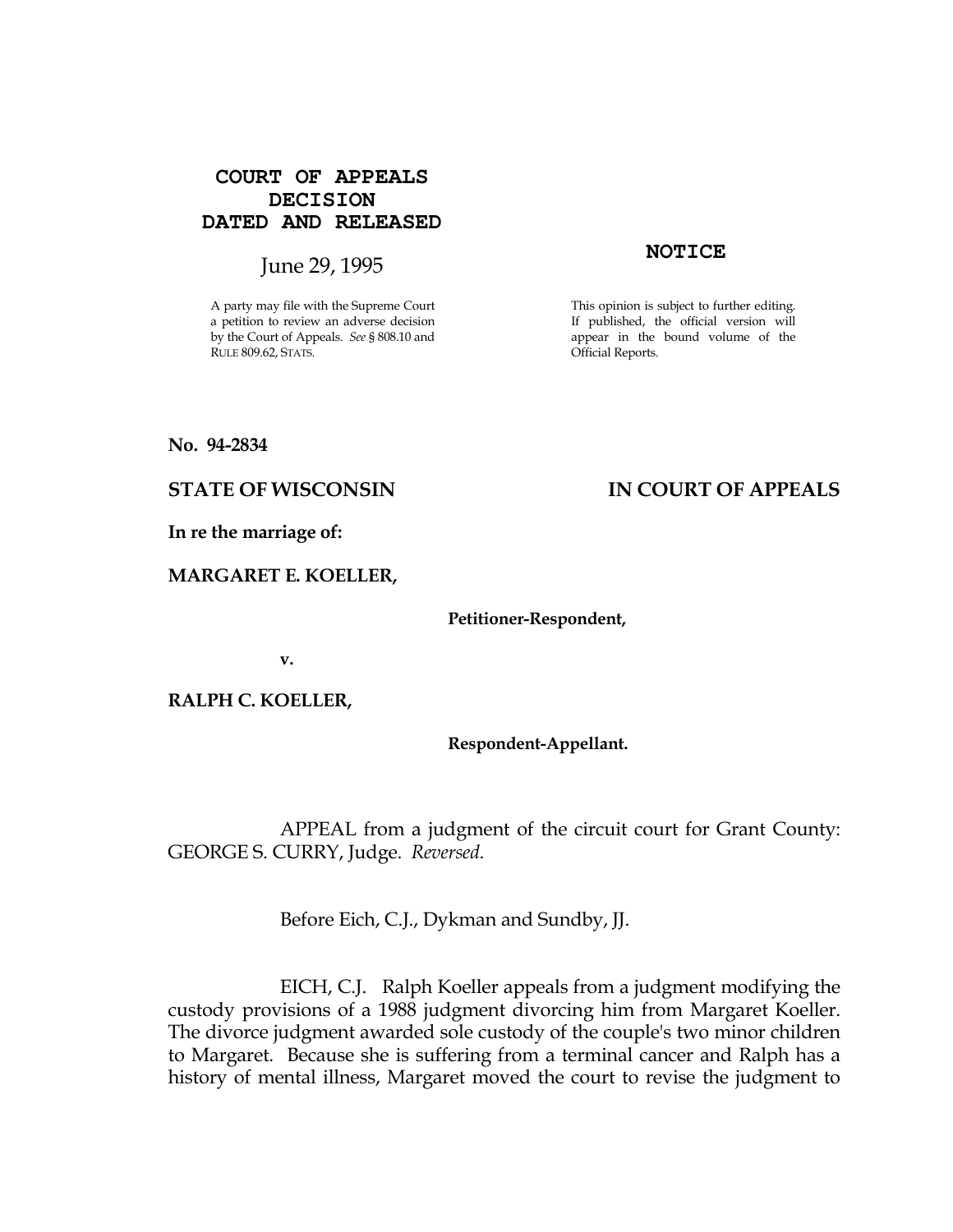**COURT OF APPEALS DECISION DATED AND RELEASED**

June 29, 1995

A party may file with the Supreme Court a petition to review an adverse decision by the Court of Appeals. *See* § 808.10 and RULE 809.62, STATS.

**NOTICE**

This opinion is subject to further editing. If published, the official version will appear in the bound volume of the Official Reports.

**No. 94-2834**

**STATE OF WISCONSIN** **IN COURT OF APPEALS**

**In re the marriage of:**

**MARGARET E. KOELLER,**

**Petitioner-Respondent,**

**v.**

**RALPH C. KOELLER,**

**Respondent-Appellant.**

APPEAL from a judgment of the circuit court for Grant County: GEORGE S. CURRY, Judge. *Reversed.*

Before Eich, C.J., Dykman and Sundby, JJ.

EICH, C.J. Ralph Koeller appeals from a judgment modifying the custody provisions of a 1988 judgment divorcing him from Margaret Koeller. The divorce judgment awarded sole custody of the couple's two minor children to Margaret. Because she is suffering from a terminal cancer and Ralph has a history of mental illness, Margaret moved the court to revise the judgment to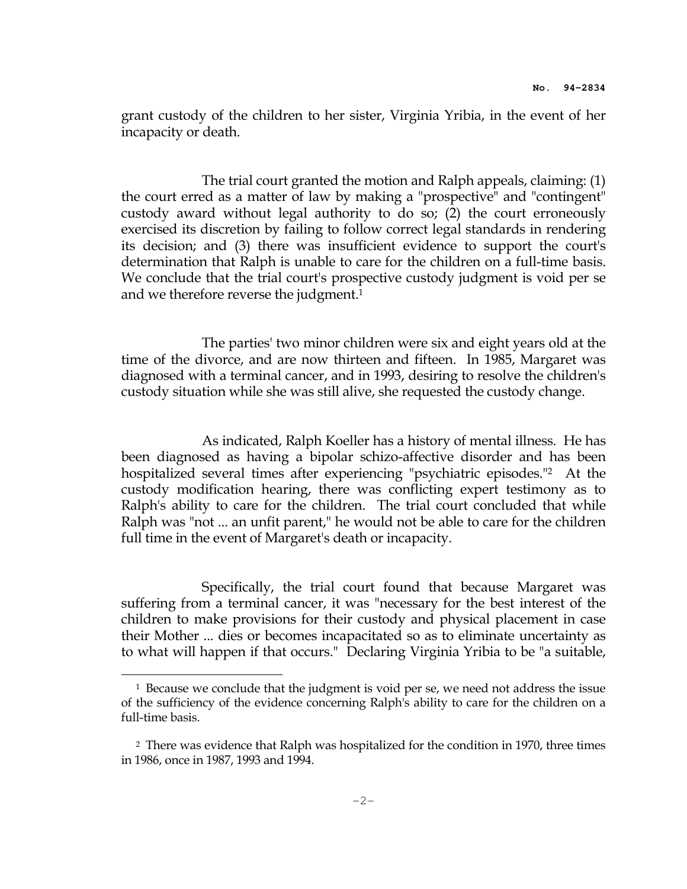grant custody of the children to her sister, Virginia Yribia, in the event of her incapacity or death.

The trial court granted the motion and Ralph appeals, claiming: (1) the court erred as a matter of law by making a "prospective" and "contingent" custody award without legal authority to do so; (2) the court erroneously exercised its discretion by failing to follow correct legal standards in rendering its decision; and (3) there was insufficient evidence to support the court's determination that Ralph is unable to care for the children on a full-time basis. We conclude that the trial court's prospective custody judgment is void per se and we therefore reverse the judgment.[1]

The parties' two minor children were six and eight years old at the time of the divorce, and are now thirteen and fifteen. In 1985, Margaret was diagnosed with a terminal cancer, and in 1993, desiring to resolve the children's custody situation while she was still alive, she requested the custody change.

As indicated, Ralph Koeller has a history of mental illness. He has been diagnosed as having a bipolar schizo-affective disorder and has been hospitalized several times after experiencing "psychiatric episodes."[2] At the custody modification hearing, there was conflicting expert testimony as to Ralph's ability to care for the children. The trial court concluded that while Ralph was "not ... an unfit parent," he would not be able to care for the children full time in the event of Margaret's death or incapacity.

Specifically, the trial court found that because Margaret was suffering from a terminal cancer, it was "necessary for the best interest of the children to make provisions for their custody and physical placement in case their Mother ... dies or becomes incapacitated so as to eliminate uncertainty as to what will happen if that occurs." Declaring Virginia Yribia to be "a suitable,

---

[1] Because we conclude that the judgment is void per se, we need not address the issue of the sufficiency of the evidence concerning Ralph's ability to care for the children on a full-time basis.

[2] There was evidence that Ralph was hospitalized for the condition in 1970, three times in 1986, once in 1987, 1993 and 1994.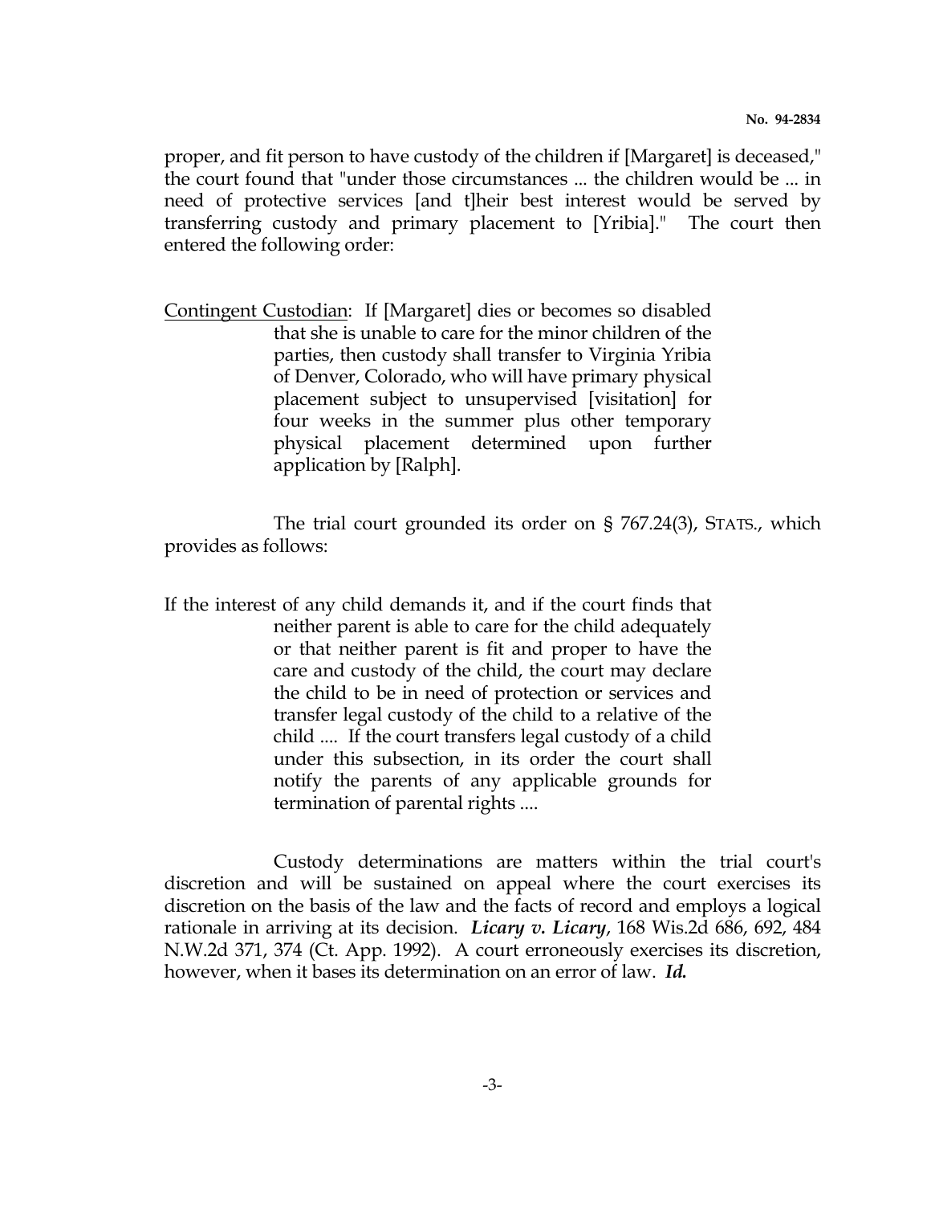proper, and fit person to have custody of the children if [Margaret] is deceased," the court found that "under those circumstances ... the children would be ... in need of protective services [and t]heir best interest would be served by transferring custody and primary placement to [Yribia]." The court then entered the following order:

> Contingent Custodian: If [Margaret] dies or becomes so disabled that she is unable to care for the minor children of the parties, then custody shall transfer to Virginia Yribia of Denver, Colorado, who will have primary physical placement subject to unsupervised [visitation] for four weeks in the summer plus other temporary physical placement determined upon further application by [Ralph].

The trial court grounded its order on § 767.24(3), STATS., which provides as follows:

> If the interest of any child demands it, and if the court finds that neither parent is able to care for the child adequately or that neither parent is fit and proper to have the care and custody of the child, the court may declare the child to be in need of protection or services and transfer legal custody of the child to a relative of the child .... If the court transfers legal custody of a child under this subsection, in its order the court shall notify the parents of any applicable grounds for termination of parental rights ....

Custody determinations are matters within the trial court's discretion and will be sustained on appeal where the court exercises its discretion on the basis of the law and the facts of record and employs a logical rationale in arriving at its decision. ***Licary v. Licary***, 168 Wis.2d 686, 692, 484 N.W.2d 371, 374 (Ct. App. 1992). A court erroneously exercises its discretion, however, when it bases its determination on an error of law. ***Id.***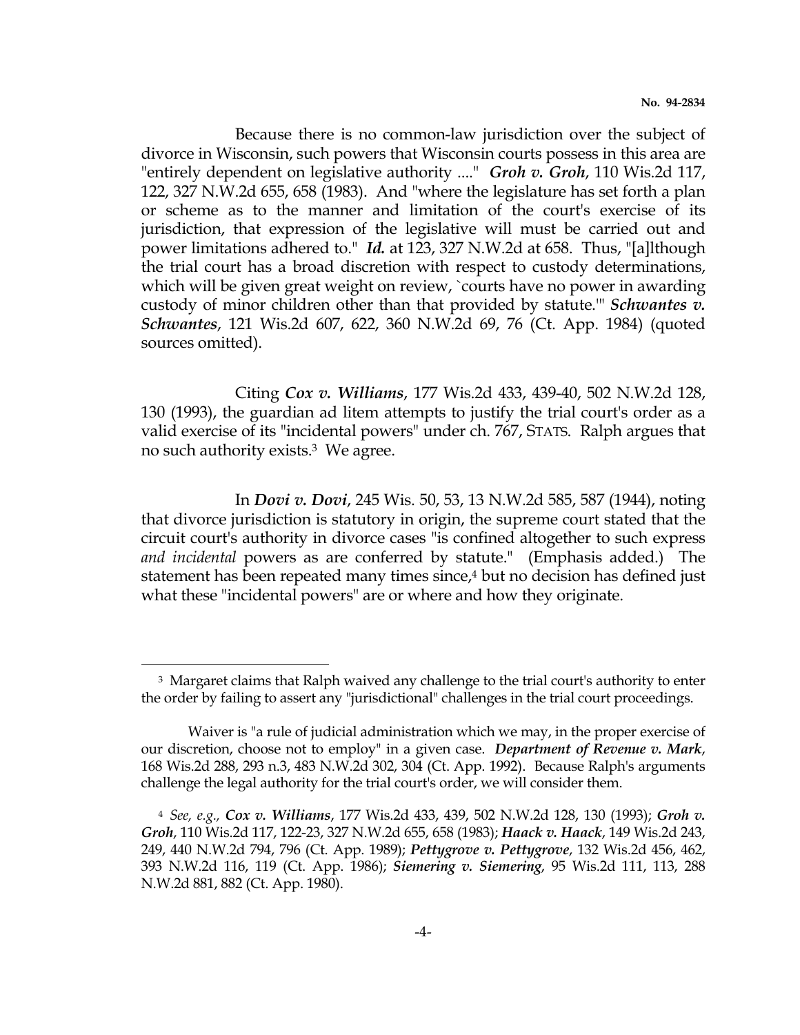Because there is no common-law jurisdiction over the subject of divorce in Wisconsin, such powers that Wisconsin courts possess in this area are "entirely dependent on legislative authority ...." ***Groh v. Groh***, 110 Wis.2d 117, 122, 327 N.W.2d 655, 658 (1983). And "where the legislature has set forth a plan or scheme as to the manner and limitation of the court's exercise of its jurisdiction, that expression of the legislative will must be carried out and power limitations adhered to." ***Id.*** at 123, 327 N.W.2d at 658. Thus, "[a]lthough the trial court has a broad discretion with respect to custody determinations, which will be given great weight on review, `courts have no power in awarding custody of minor children other than that provided by statute.'" ***Schwantes v. Schwantes***, 121 Wis.2d 607, 622, 360 N.W.2d 69, 76 (Ct. App. 1984) (quoted sources omitted).

Citing ***Cox v. Williams***, 177 Wis.2d 433, 439-40, 502 N.W.2d 128, 130 (1993), the guardian ad litem attempts to justify the trial court's order as a valid exercise of its "incidental powers" under ch. 767, STATS. Ralph argues that no such authority exists.[3] We agree.

In ***Dovi v. Dovi***, 245 Wis. 50, 53, 13 N.W.2d 585, 587 (1944), noting that divorce jurisdiction is statutory in origin, the supreme court stated that the circuit court's authority in divorce cases "is confined altogether to such express *and incidental* powers as are conferred by statute." (Emphasis added.) The statement has been repeated many times since,[4] but no decision has defined just what these "incidental powers" are or where and how they originate.

---

[3] Margaret claims that Ralph waived any challenge to the trial court's authority to enter the order by failing to assert any "jurisdictional" challenges in the trial court proceedings.

Waiver is "a rule of judicial administration which we may, in the proper exercise of our discretion, choose not to employ" in a given case. ***Department of Revenue v. Mark***, 168 Wis.2d 288, 293 n.3, 483 N.W.2d 302, 304 (Ct. App. 1992). Because Ralph's arguments challenge the legal authority for the trial court's order, we will consider them.

[4] *See, e.g.,* ***Cox v. Williams***, 177 Wis.2d 433, 439, 502 N.W.2d 128, 130 (1993); ***Groh v. Groh***, 110 Wis.2d 117, 122-23, 327 N.W.2d 655, 658 (1983); ***Haack v. Haack***, 149 Wis.2d 243, 249, 440 N.W.2d 794, 796 (Ct. App. 1989); ***Pettygrove v. Pettygrove***, 132 Wis.2d 456, 462, 393 N.W.2d 116, 119 (Ct. App. 1986); ***Siemering v. Siemering***, 95 Wis.2d 111, 113, 288 N.W.2d 881, 882 (Ct. App. 1980).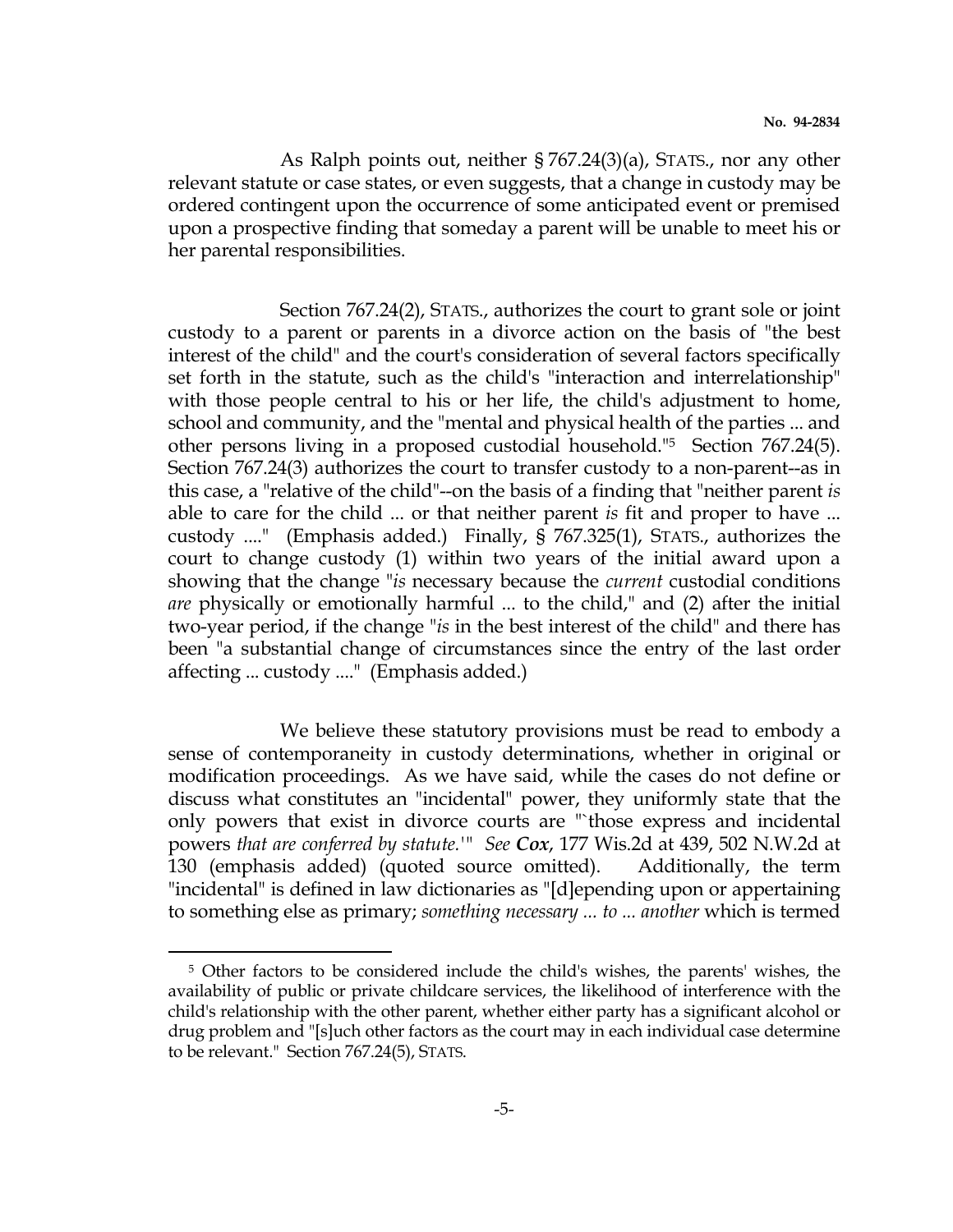As Ralph points out, neither § 767.24(3)(a), STATS., nor any other relevant statute or case states, or even suggests, that a change in custody may be ordered contingent upon the occurrence of some anticipated event or premised upon a prospective finding that someday a parent will be unable to meet his or her parental responsibilities.

Section 767.24(2), STATS., authorizes the court to grant sole or joint custody to a parent or parents in a divorce action on the basis of "the best interest of the child" and the court's consideration of several factors specifically set forth in the statute, such as the child's "interaction and interrelationship" with those people central to his or her life, the child's adjustment to home, school and community, and the "mental and physical health of the parties ... and other persons living in a proposed custodial household."[5] Section 767.24(5). Section 767.24(3) authorizes the court to transfer custody to a non-parent--as in this case, a "relative of the child"--on the basis of a finding that "neither parent *is* able to care for the child ... or that neither parent *is* fit and proper to have ... custody ...." (Emphasis added.) Finally, § 767.325(1), STATS., authorizes the court to change custody (1) within two years of the initial award upon a showing that the change "*is* necessary because the *current* custodial conditions *are* physically or emotionally harmful ... to the child," and (2) after the initial two-year period, if the change "*is* in the best interest of the child" and there has been "a substantial change of circumstances since the entry of the last order affecting ... custody ...." (Emphasis added.)

We believe these statutory provisions must be read to embody a sense of contemporaneity in custody determinations, whether in original or modification proceedings. As we have said, while the cases do not define or discuss what constitutes an "incidental" power, they uniformly state that the only powers that exist in divorce courts are "`those express and incidental powers *that are conferred by statute.*'" *See* ***Cox***, 177 Wis.2d at 439, 502 N.W.2d at 130 (emphasis added) (quoted source omitted). Additionally, the term "incidental" is defined in law dictionaries as "[d]epending upon or appertaining to something else as primary; *something necessary ... to ... another* which is termed

---

[5] Other factors to be considered include the child's wishes, the parents' wishes, the availability of public or private childcare services, the likelihood of interference with the child's relationship with the other parent, whether either party has a significant alcohol or drug problem and "[s]uch other factors as the court may in each individual case determine to be relevant." Section 767.24(5), STATS.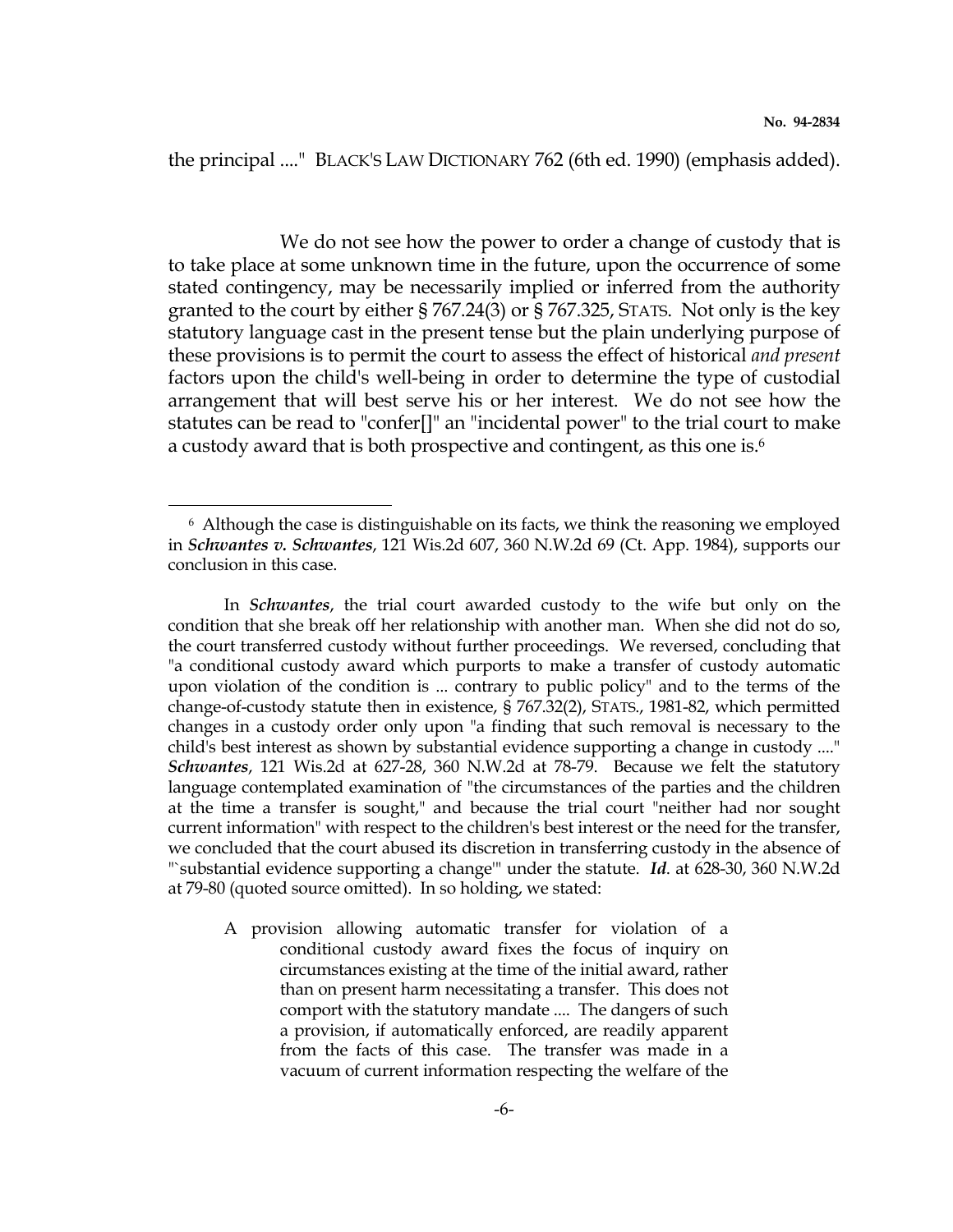the principal ...." BLACK'S LAW DICTIONARY 762 (6th ed. 1990) (emphasis added).

We do not see how the power to order a change of custody that is to take place at some unknown time in the future, upon the occurrence of some stated contingency, may be necessarily implied or inferred from the authority granted to the court by either § 767.24(3) or § 767.325, STATS. Not only is the key statutory language cast in the present tense but the plain underlying purpose of these provisions is to permit the court to assess the effect of historical *and present* factors upon the child's well-being in order to determine the type of custodial arrangement that will best serve his or her interest. We do not see how the statutes can be read to "confer[]" an "incidental power" to the trial court to make a custody award that is both prospective and contingent, as this one is.[6]

---

[6] Although the case is distinguishable on its facts, we think the reasoning we employed in ***Schwantes v. Schwantes***, 121 Wis.2d 607, 360 N.W.2d 69 (Ct. App. 1984), supports our conclusion in this case.

In ***Schwantes***, the trial court awarded custody to the wife but only on the condition that she break off her relationship with another man. When she did not do so, the court transferred custody without further proceedings. We reversed, concluding that "a conditional custody award which purports to make a transfer of custody automatic upon violation of the condition is ... contrary to public policy" and to the terms of the change-of-custody statute then in existence, § 767.32(2), STATS., 1981-82, which permitted changes in a custody order only upon "a finding that such removal is necessary to the child's best interest as shown by substantial evidence supporting a change in custody ...." ***Schwantes***, 121 Wis.2d at 627-28, 360 N.W.2d at 78-79. Because we felt the statutory language contemplated examination of "the circumstances of the parties and the children at the time a transfer is sought," and because the trial court "neither had nor sought current information" with respect to the children's best interest or the need for the transfer, we concluded that the court abused its discretion in transferring custody in the absence of "`substantial evidence supporting a change'" under the statute. ***Id.*** at 628-30, 360 N.W.2d at 79-80 (quoted source omitted). In so holding, we stated:

> A provision allowing automatic transfer for violation of a conditional custody award fixes the focus of inquiry on circumstances existing at the time of the initial award, rather than on present harm necessitating a transfer. This does not comport with the statutory mandate .... The dangers of such a provision, if automatically enforced, are readily apparent from the facts of this case. The transfer was made in a vacuum of current information respecting the welfare of the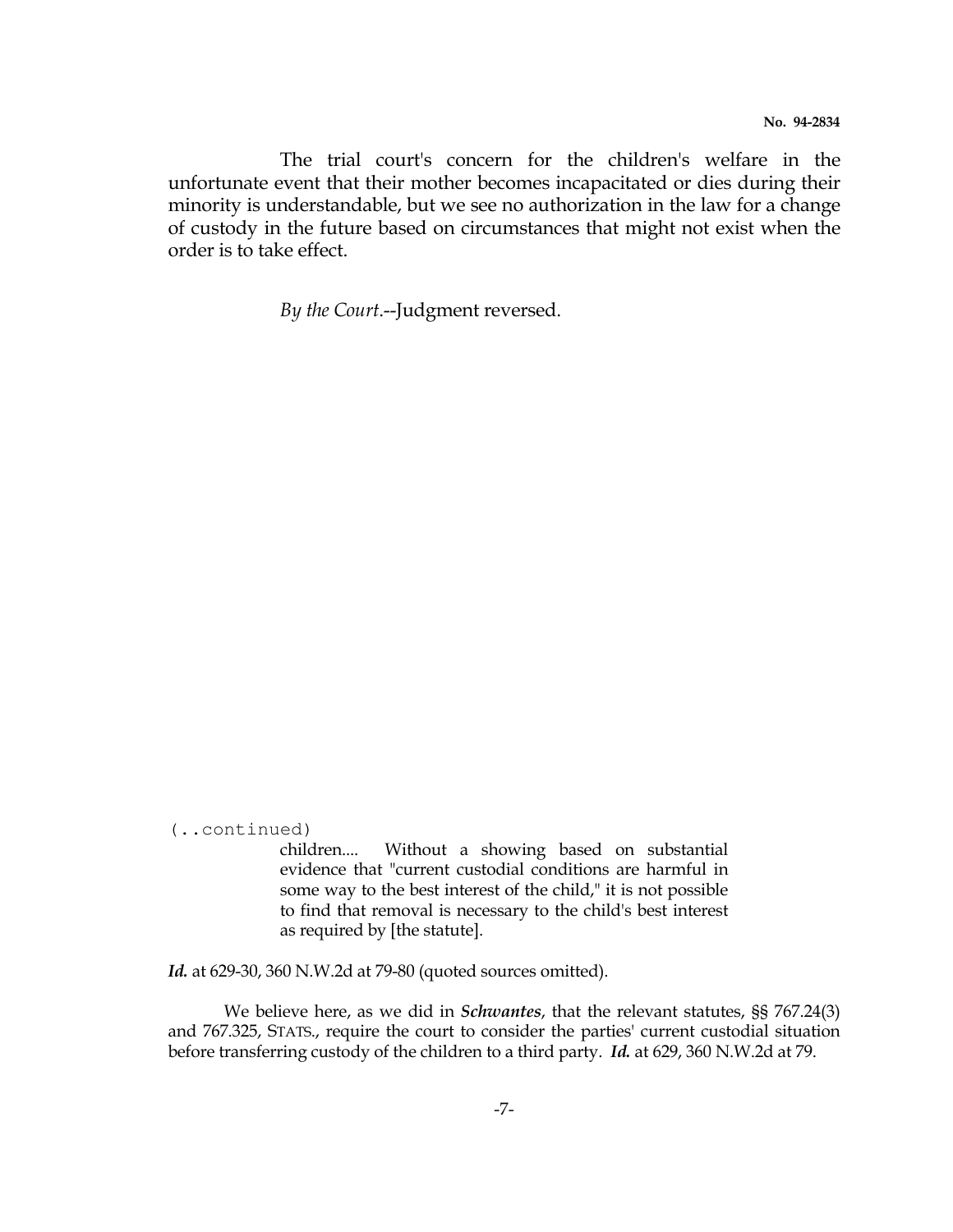The trial court's concern for the children's welfare in the unfortunate event that their mother becomes incapacitated or dies during their minority is understandable, but we see no authorization in the law for a change of custody in the future based on circumstances that might not exist when the order is to take effect.

*By the Court*.--Judgment reversed.

(..continued)

> children.... Without a showing based on substantial evidence that "current custodial conditions are harmful in some way to the best interest of the child," it is not possible to find that removal is necessary to the child's best interest as required by [the statute].

***Id.*** at 629-30, 360 N.W.2d at 79-80 (quoted sources omitted).

We believe here, as we did in ***Schwantes***, that the relevant statutes, §§ 767.24(3) and 767.325, STATS., require the court to consider the parties' current custodial situation before transferring custody of the children to a third party. ***Id.*** at 629, 360 N.W.2d at 79.